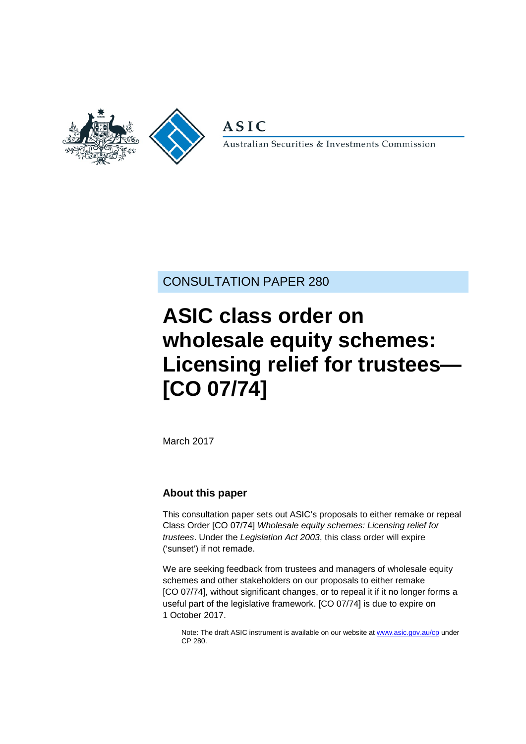ASIC

Australian Securities & Investments Commission

CONSULTATION PAPER 280

# ASIC class order on wholesale equity schemes: Licensing relief for trustees—[CO 07/74]

March 2017

## About this paper

This consultation paper sets out ASIC's proposals to either remake or repeal Class Order [CO 07/74] *Wholesale equity schemes: Licensing relief for trustees*. Under the *Legislation Act 2003*, this class order will expire ('sunset') if not remade.

We are seeking feedback from trustees and managers of wholesale equity schemes and other stakeholders on our proposals to either remake [CO 07/74], without significant changes, or to repeal it if it no longer forms a useful part of the legislative framework. [CO 07/74] is due to expire on 1 October 2017.

> Note: The draft ASIC instrument is available on our website at www.asic.gov.au/cp under CP 280.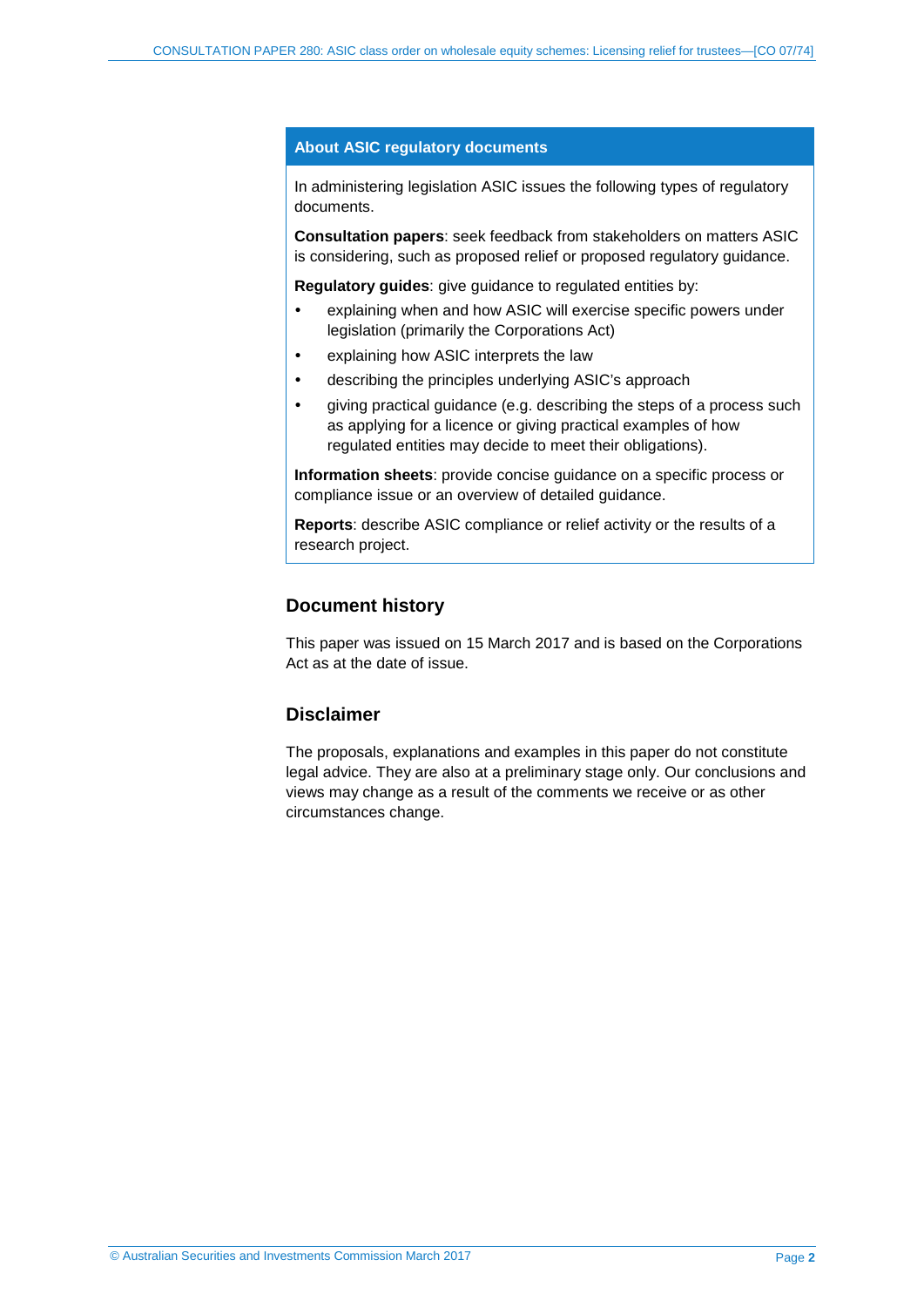## About ASIC regulatory documents

In administering legislation ASIC issues the following types of regulatory documents.

**Consultation papers**: seek feedback from stakeholders on matters ASIC is considering, such as proposed relief or proposed regulatory guidance.

**Regulatory guides**: give guidance to regulated entities by:

- explaining when and how ASIC will exercise specific powers under legislation (primarily the Corporations Act)
- explaining how ASIC interprets the law
- describing the principles underlying ASIC's approach
- giving practical guidance (e.g. describing the steps of a process such as applying for a licence or giving practical examples of how regulated entities may decide to meet their obligations).

**Information sheets**: provide concise guidance on a specific process or compliance issue or an overview of detailed guidance.

**Reports**: describe ASIC compliance or relief activity or the results of a research project.

## Document history

This paper was issued on 15 March 2017 and is based on the Corporations Act as at the date of issue.

## Disclaimer

The proposals, explanations and examples in this paper do not constitute legal advice. They are also at a preliminary stage only. Our conclusions and views may change as a result of the comments we receive or as other circumstances change.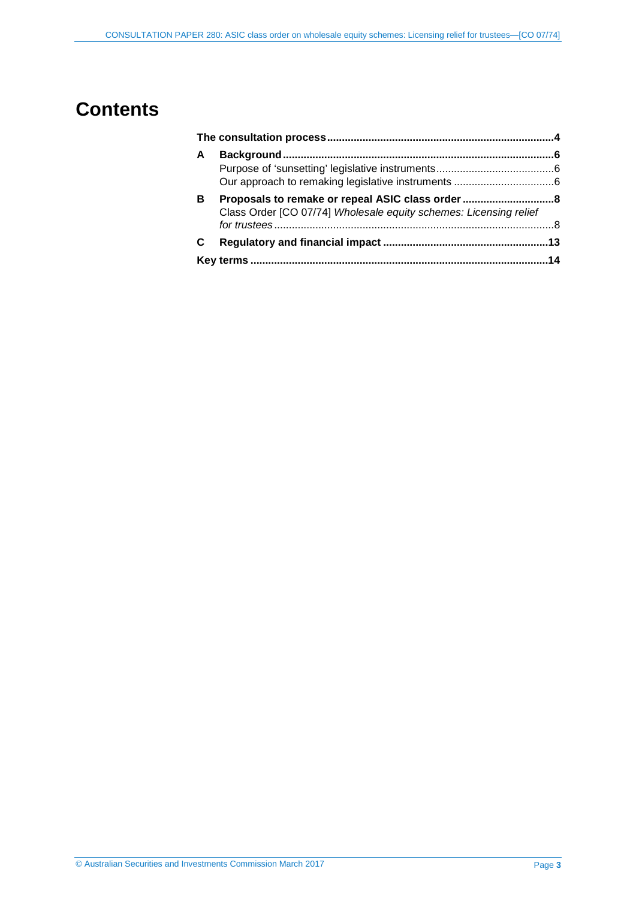# Contents

**The consultation process** .... **4**

**A Background** .... **6**
- Purpose of 'sunsetting' legislative instruments .... 6
- Our approach to remaking legislative instruments .... 6

**B Proposals to remake or repeal ASIC class order** .... **8**
- Class Order [CO 07/74] *Wholesale equity schemes: Licensing relief for trustees* .... 8

**C Regulatory and financial impact** .... **13**

**Key terms** .... **14**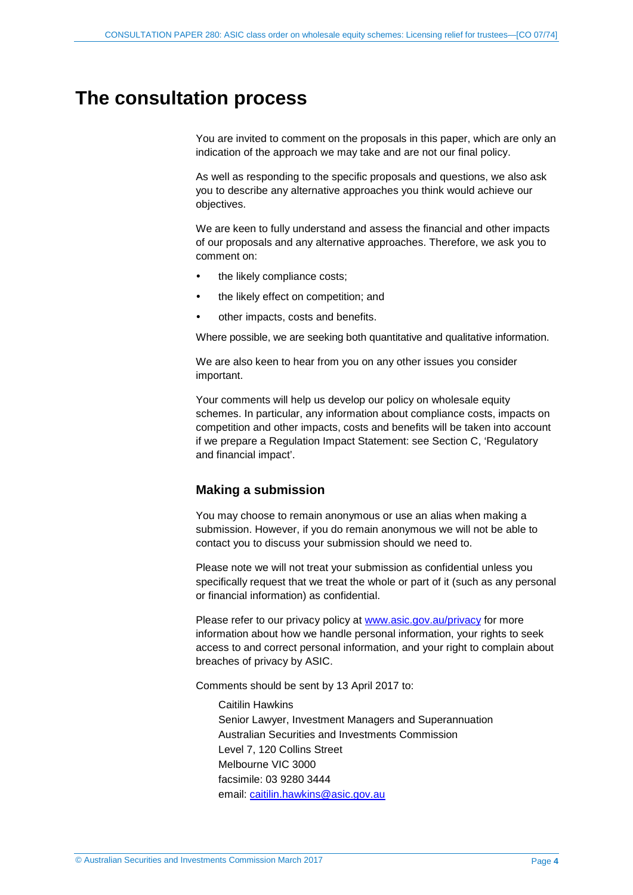# The consultation process

You are invited to comment on the proposals in this paper, which are only an indication of the approach we may take and are not our final policy.

As well as responding to the specific proposals and questions, we also ask you to describe any alternative approaches you think would achieve our objectives.

We are keen to fully understand and assess the financial and other impacts of our proposals and any alternative approaches. Therefore, we ask you to comment on:

- the likely compliance costs;
- the likely effect on competition; and
- other impacts, costs and benefits.

Where possible, we are seeking both quantitative and qualitative information.

We are also keen to hear from you on any other issues you consider important.

Your comments will help us develop our policy on wholesale equity schemes. In particular, any information about compliance costs, impacts on competition and other impacts, costs and benefits will be taken into account if we prepare a Regulation Impact Statement: see Section C, 'Regulatory and financial impact'.

## Making a submission

You may choose to remain anonymous or use an alias when making a submission. However, if you do remain anonymous we will not be able to contact you to discuss your submission should we need to.

Please note we will not treat your submission as confidential unless you specifically request that we treat the whole or part of it (such as any personal or financial information) as confidential.

Please refer to our privacy policy at www.asic.gov.au/privacy for more information about how we handle personal information, your rights to seek access to and correct personal information, and your right to complain about breaches of privacy by ASIC.

Comments should be sent by 13 April 2017 to:

Caitilin Hawkins
Senior Lawyer, Investment Managers and Superannuation
Australian Securities and Investments Commission
Level 7, 120 Collins Street
Melbourne VIC 3000
facsimile: 03 9280 3444
email: caitilin.hawkins@asic.gov.au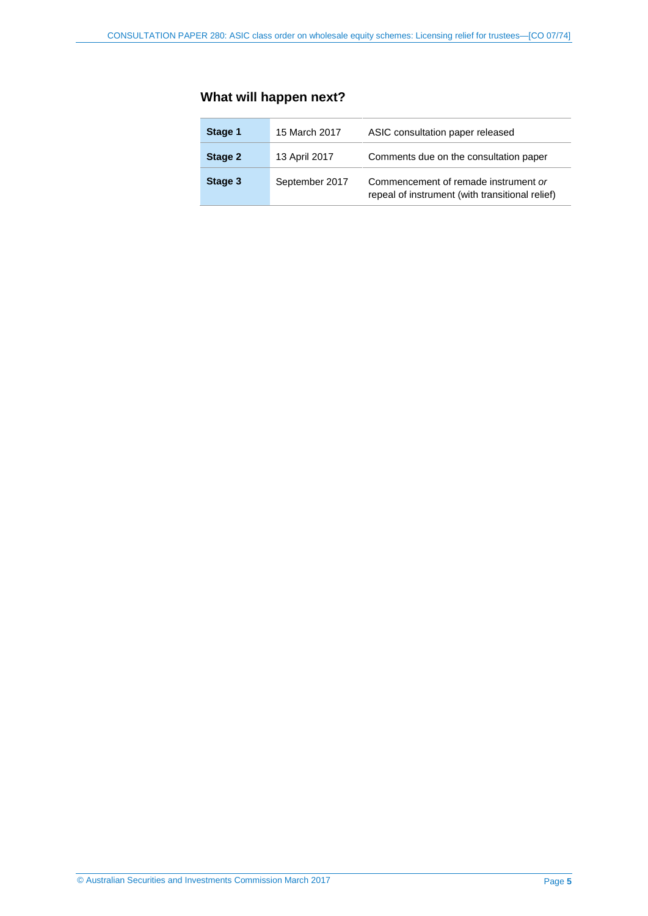## What will happen next?

| | | |
|---|---|---|
| **Stage 1** | 15 March 2017 | ASIC consultation paper released |
| **Stage 2** | 13 April 2017 | Comments due on the consultation paper |
| **Stage 3** | September 2017 | Commencement of remade instrument *or* repeal of instrument (with transitional relief) |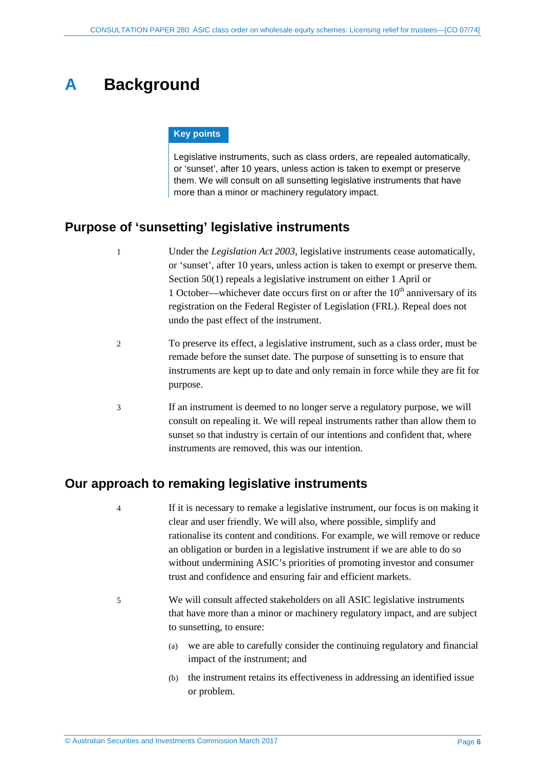# A Background

**Key points**

Legislative instruments, such as class orders, are repealed automatically, or 'sunset', after 10 years, unless action is taken to exempt or preserve them. We will consult on all sunsetting legislative instruments that have more than a minor or machinery regulatory impact.

## Purpose of 'sunsetting' legislative instruments

1 Under the *Legislation Act 2003*, legislative instruments cease automatically, or 'sunset', after 10 years, unless action is taken to exempt or preserve them. Section 50(1) repeals a legislative instrument on either 1 April or 1 October—whichever date occurs first on or after the 10th anniversary of its registration on the Federal Register of Legislation (FRL). Repeal does not undo the past effect of the instrument.

2 To preserve its effect, a legislative instrument, such as a class order, must be remade before the sunset date. The purpose of sunsetting is to ensure that instruments are kept up to date and only remain in force while they are fit for purpose.

3 If an instrument is deemed to no longer serve a regulatory purpose, we will consult on repealing it. We will repeal instruments rather than allow them to sunset so that industry is certain of our intentions and confident that, where instruments are removed, this was our intention.

## Our approach to remaking legislative instruments

4 If it is necessary to remake a legislative instrument, our focus is on making it clear and user friendly. We will also, where possible, simplify and rationalise its content and conditions. For example, we will remove or reduce an obligation or burden in a legislative instrument if we are able to do so without undermining ASIC's priorities of promoting investor and consumer trust and confidence and ensuring fair and efficient markets.

5 We will consult affected stakeholders on all ASIC legislative instruments that have more than a minor or machinery regulatory impact, and are subject to sunsetting, to ensure:

(a) we are able to carefully consider the continuing regulatory and financial impact of the instrument; and

(b) the instrument retains its effectiveness in addressing an identified issue or problem.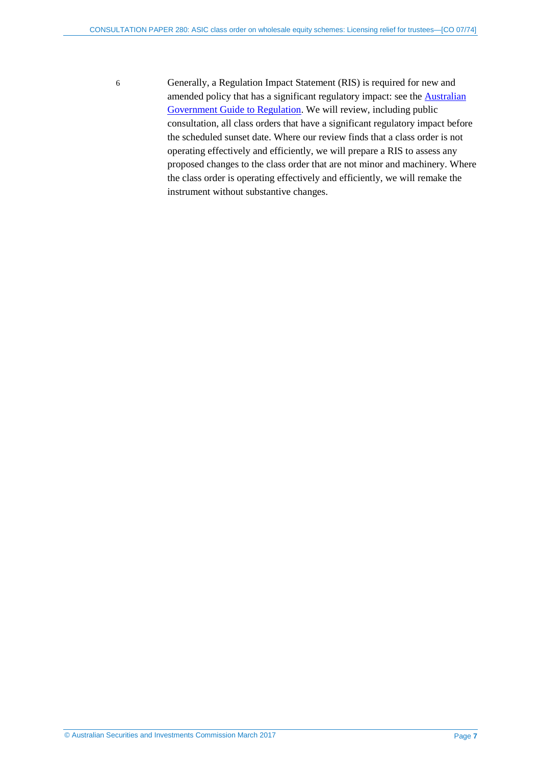6 Generally, a Regulation Impact Statement (RIS) is required for new and amended policy that has a significant regulatory impact: see the Australian Government Guide to Regulation. We will review, including public consultation, all class orders that have a significant regulatory impact before the scheduled sunset date. Where our review finds that a class order is not operating effectively and efficiently, we will prepare a RIS to assess any proposed changes to the class order that are not minor and machinery. Where the class order is operating effectively and efficiently, we will remake the instrument without substantive changes.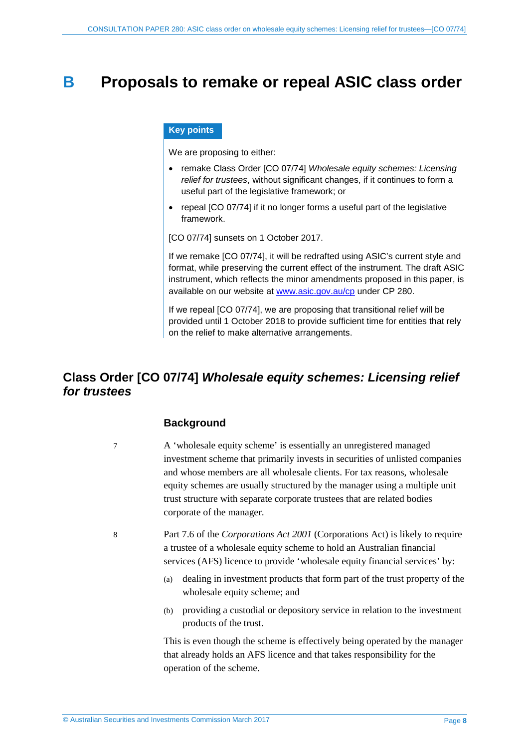# B Proposals to remake or repeal ASIC class order

**Key points**

We are proposing to either:

- remake Class Order [CO 07/74] *Wholesale equity schemes: Licensing relief for trustees*, without significant changes, if it continues to form a useful part of the legislative framework; or
- repeal [CO 07/74] if it no longer forms a useful part of the legislative framework.

[CO 07/74] sunsets on 1 October 2017.

If we remake [CO 07/74], it will be redrafted using ASIC's current style and format, while preserving the current effect of the instrument. The draft ASIC instrument, which reflects the minor amendments proposed in this paper, is available on our website at www.asic.gov.au/cp under CP 280.

If we repeal [CO 07/74], we are proposing that transitional relief will be provided until 1 October 2018 to provide sufficient time for entities that rely on the relief to make alternative arrangements.

## Class Order [CO 07/74] *Wholesale equity schemes: Licensing relief for trustees*

### Background

7 A 'wholesale equity scheme' is essentially an unregistered managed investment scheme that primarily invests in securities of unlisted companies and whose members are all wholesale clients. For tax reasons, wholesale equity schemes are usually structured by the manager using a multiple unit trust structure with separate corporate trustees that are related bodies corporate of the manager.

8 Part 7.6 of the *Corporations Act 2001* (Corporations Act) is likely to require a trustee of a wholesale equity scheme to hold an Australian financial services (AFS) licence to provide 'wholesale equity financial services' by:

(a) dealing in investment products that form part of the trust property of the wholesale equity scheme; and

(b) providing a custodial or depository service in relation to the investment products of the trust.

This is even though the scheme is effectively being operated by the manager that already holds an AFS licence and that takes responsibility for the operation of the scheme.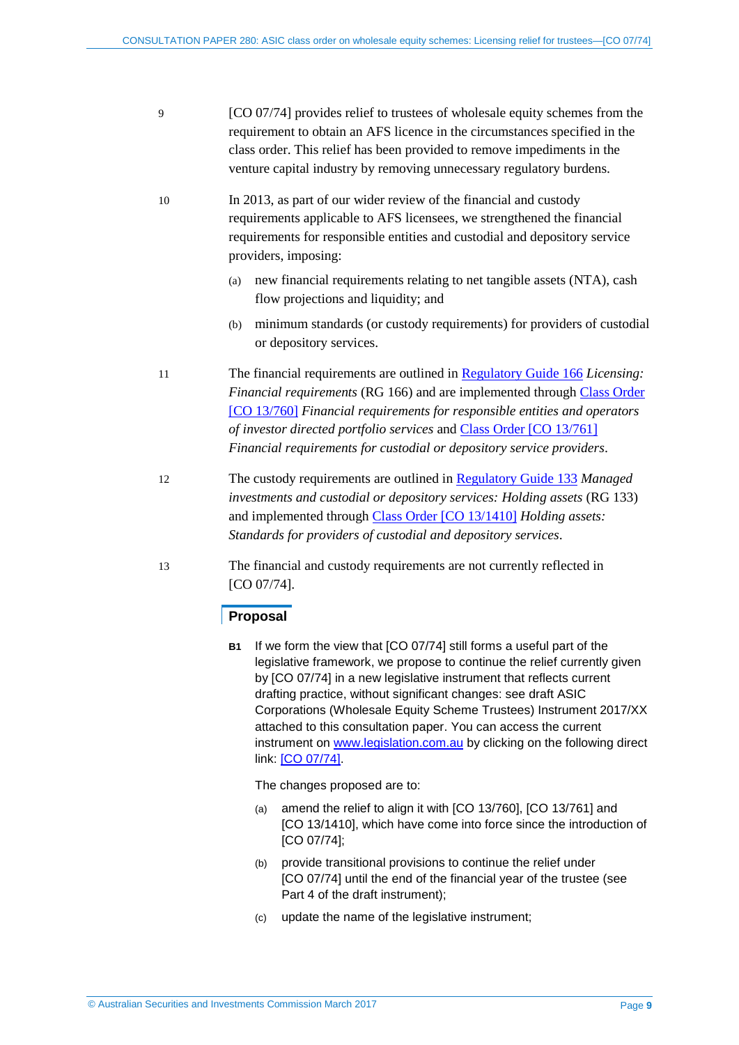9 [CO 07/74] provides relief to trustees of wholesale equity schemes from the requirement to obtain an AFS licence in the circumstances specified in the class order. This relief has been provided to remove impediments in the venture capital industry by removing unnecessary regulatory burdens.

10 In 2013, as part of our wider review of the financial and custody requirements applicable to AFS licensees, we strengthened the financial requirements for responsible entities and custodial and depository service providers, imposing:

(a) new financial requirements relating to net tangible assets (NTA), cash flow projections and liquidity; and

(b) minimum standards (or custody requirements) for providers of custodial or depository services.

11 The financial requirements are outlined in Regulatory Guide 166 *Licensing: Financial requirements* (RG 166) and are implemented through Class Order [CO 13/760] *Financial requirements for responsible entities and operators of investor directed portfolio services* and Class Order [CO 13/761] *Financial requirements for custodial or depository service providers*.

12 The custody requirements are outlined in Regulatory Guide 133 *Managed investments and custodial or depository services: Holding assets* (RG 133) and implemented through Class Order [CO 13/1410] *Holding assets: Standards for providers of custodial and depository services*.

13 The financial and custody requirements are not currently reflected in [CO 07/74].

## Proposal

**B1** If we form the view that [CO 07/74] still forms a useful part of the legislative framework, we propose to continue the relief currently given by [CO 07/74] in a new legislative instrument that reflects current drafting practice, without significant changes: see draft ASIC Corporations (Wholesale Equity Scheme Trustees) Instrument 2017/XX attached to this consultation paper. You can access the current instrument on www.legislation.com.au by clicking on the following direct link: [CO 07/74].

The changes proposed are to:

(a) amend the relief to align it with [CO 13/760], [CO 13/761] and [CO 13/1410], which have come into force since the introduction of [CO 07/74];

(b) provide transitional provisions to continue the relief under [CO 07/74] until the end of the financial year of the trustee (see Part 4 of the draft instrument);

(c) update the name of the legislative instrument;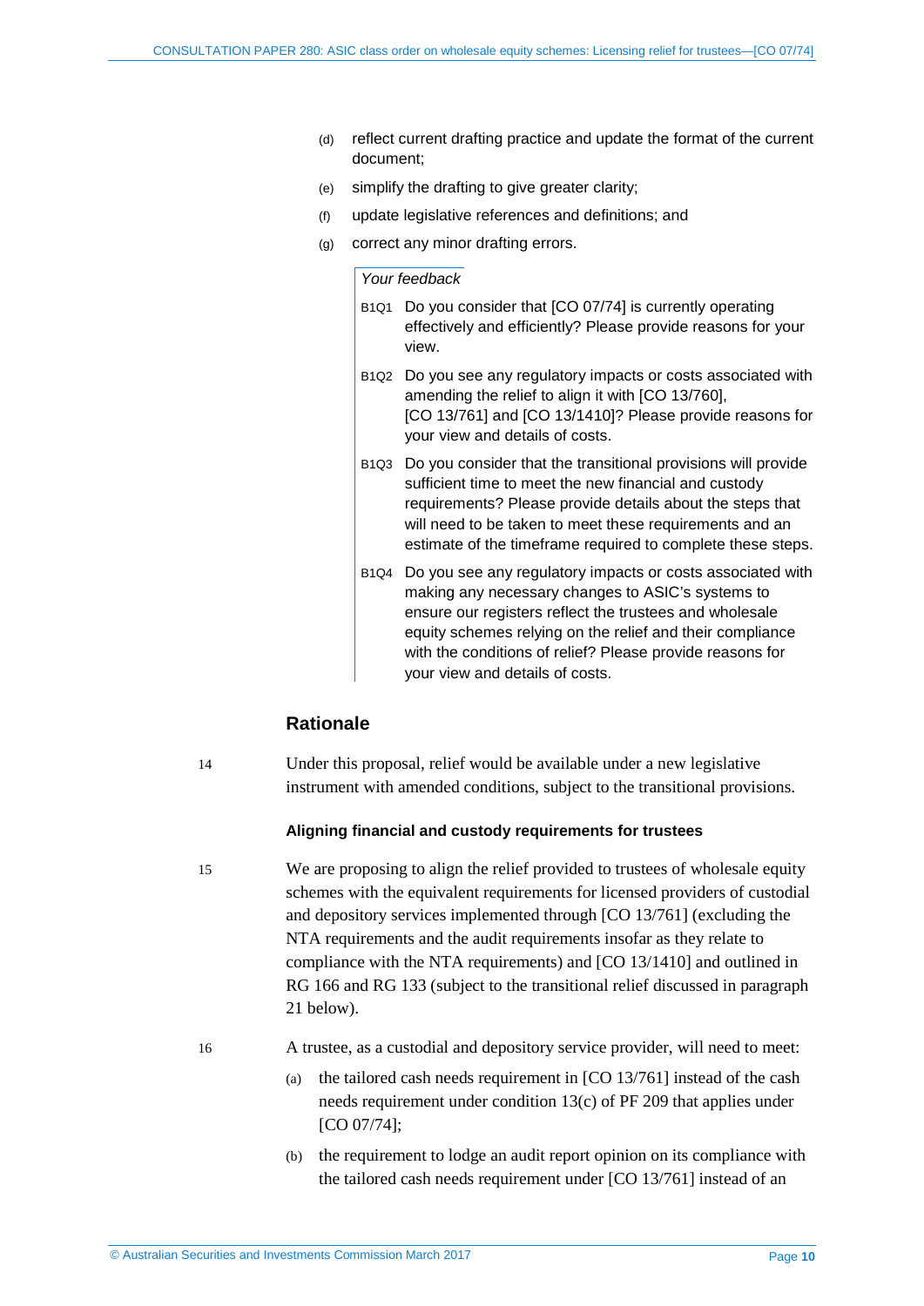(d) reflect current drafting practice and update the format of the current document;

(e) simplify the drafting to give greater clarity;

(f) update legislative references and definitions; and

(g) correct any minor drafting errors.

*Your feedback*

B1Q1 Do you consider that [CO 07/74] is currently operating effectively and efficiently? Please provide reasons for your view.

B1Q2 Do you see any regulatory impacts or costs associated with amending the relief to align it with [CO 13/760], [CO 13/761] and [CO 13/1410]? Please provide reasons for your view and details of costs.

B1Q3 Do you consider that the transitional provisions will provide sufficient time to meet the new financial and custody requirements? Please provide details about the steps that will need to be taken to meet these requirements and an estimate of the timeframe required to complete these steps.

B1Q4 Do you see any regulatory impacts or costs associated with making any necessary changes to ASIC's systems to ensure our registers reflect the trustees and wholesale equity schemes relying on the relief and their compliance with the conditions of relief? Please provide reasons for your view and details of costs.

## Rationale

14 Under this proposal, relief would be available under a new legislative instrument with amended conditions, subject to the transitional provisions.

### Aligning financial and custody requirements for trustees

15 We are proposing to align the relief provided to trustees of wholesale equity schemes with the equivalent requirements for licensed providers of custodial and depository services implemented through [CO 13/761] (excluding the NTA requirements and the audit requirements insofar as they relate to compliance with the NTA requirements) and [CO 13/1410] and outlined in RG 166 and RG 133 (subject to the transitional relief discussed in paragraph 21 below).

16 A trustee, as a custodial and depository service provider, will need to meet:

(a) the tailored cash needs requirement in [CO 13/761] instead of the cash needs requirement under condition 13(c) of PF 209 that applies under [CO 07/74];

(b) the requirement to lodge an audit report opinion on its compliance with the tailored cash needs requirement under [CO 13/761] instead of an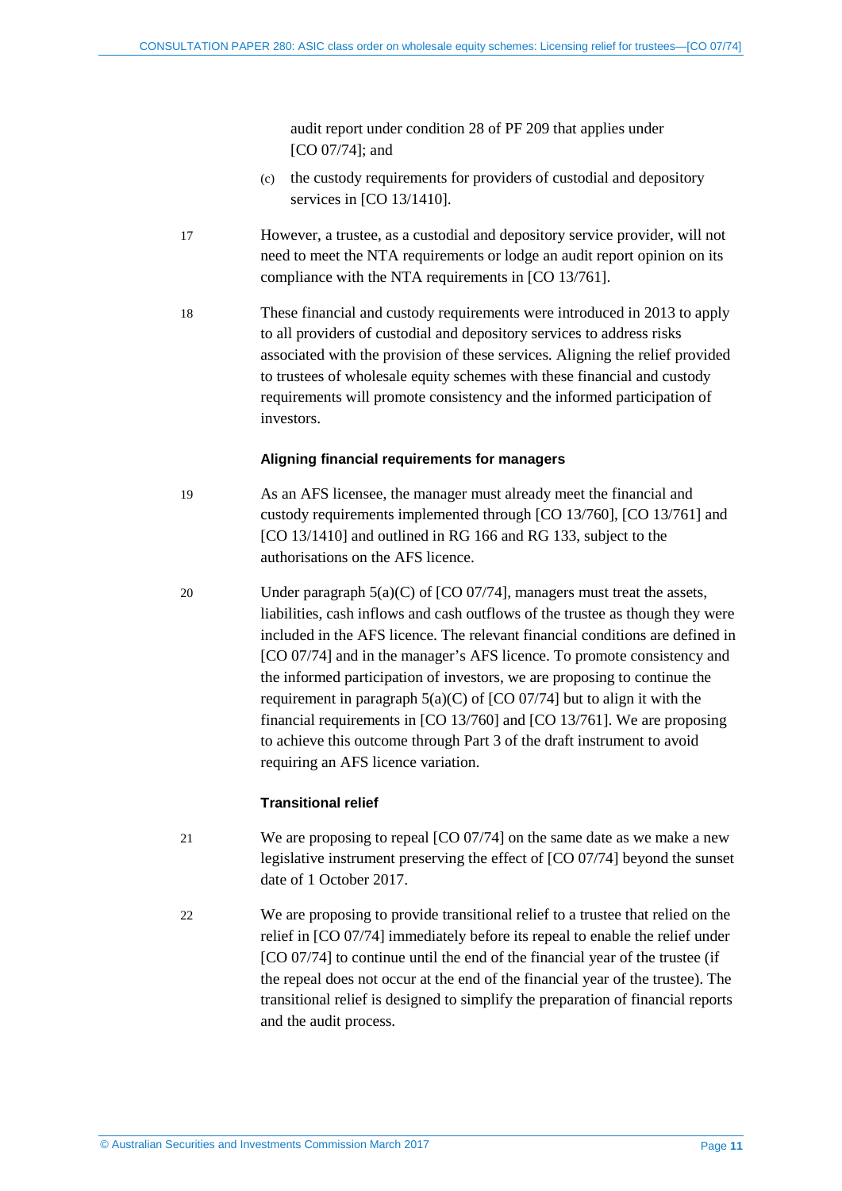audit report under condition 28 of PF 209 that applies under [CO 07/74]; and

(c) the custody requirements for providers of custodial and depository services in [CO 13/1410].

17 However, a trustee, as a custodial and depository service provider, will not need to meet the NTA requirements or lodge an audit report opinion on its compliance with the NTA requirements in [CO 13/761].

18 These financial and custody requirements were introduced in 2013 to apply to all providers of custodial and depository services to address risks associated with the provision of these services. Aligning the relief provided to trustees of wholesale equity schemes with these financial and custody requirements will promote consistency and the informed participation of investors.

### Aligning financial requirements for managers

19 As an AFS licensee, the manager must already meet the financial and custody requirements implemented through [CO 13/760], [CO 13/761] and [CO 13/1410] and outlined in RG 166 and RG 133, subject to the authorisations on the AFS licence.

20 Under paragraph 5(a)(C) of [CO 07/74], managers must treat the assets, liabilities, cash inflows and cash outflows of the trustee as though they were included in the AFS licence. The relevant financial conditions are defined in [CO 07/74] and in the manager's AFS licence. To promote consistency and the informed participation of investors, we are proposing to continue the requirement in paragraph 5(a)(C) of [CO 07/74] but to align it with the financial requirements in [CO 13/760] and [CO 13/761]. We are proposing to achieve this outcome through Part 3 of the draft instrument to avoid requiring an AFS licence variation.

### Transitional relief

21 We are proposing to repeal [CO 07/74] on the same date as we make a new legislative instrument preserving the effect of [CO 07/74] beyond the sunset date of 1 October 2017.

22 We are proposing to provide transitional relief to a trustee that relied on the relief in [CO 07/74] immediately before its repeal to enable the relief under [CO 07/74] to continue until the end of the financial year of the trustee (if the repeal does not occur at the end of the financial year of the trustee). The transitional relief is designed to simplify the preparation of financial reports and the audit process.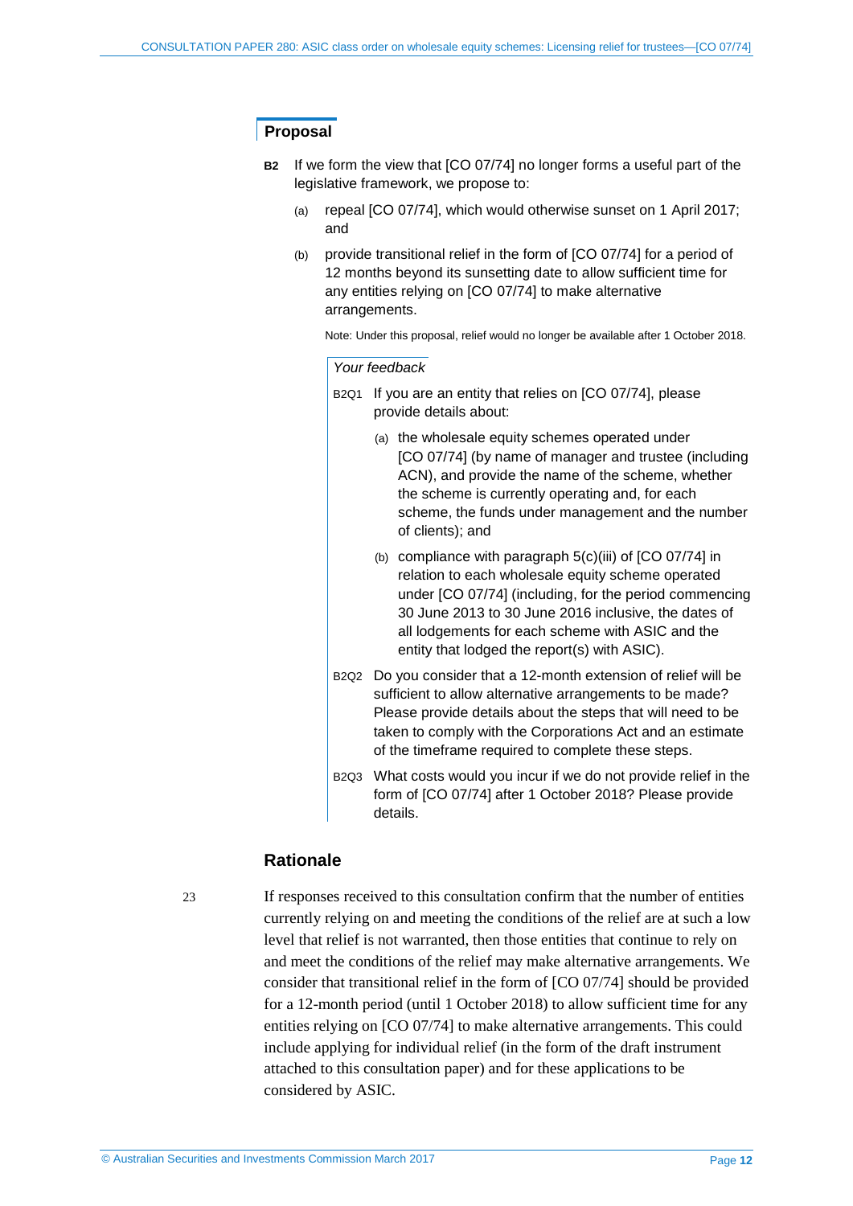## Proposal

**B2** If we form the view that [CO 07/74] no longer forms a useful part of the legislative framework, we propose to:

(a) repeal [CO 07/74], which would otherwise sunset on 1 April 2017; and

(b) provide transitional relief in the form of [CO 07/74] for a period of 12 months beyond its sunsetting date to allow sufficient time for any entities relying on [CO 07/74] to make alternative arrangements.

Note: Under this proposal, relief would no longer be available after 1 October 2018.

*Your feedback*

B2Q1 If you are an entity that relies on [CO 07/74], please provide details about:

(a) the wholesale equity schemes operated under [CO 07/74] (by name of manager and trustee (including ACN), and provide the name of the scheme, whether the scheme is currently operating and, for each scheme, the funds under management and the number of clients); and

(b) compliance with paragraph 5(c)(iii) of [CO 07/74] in relation to each wholesale equity scheme operated under [CO 07/74] (including, for the period commencing 30 June 2013 to 30 June 2016 inclusive, the dates of all lodgements for each scheme with ASIC and the entity that lodged the report(s) with ASIC).

B2Q2 Do you consider that a 12-month extension of relief will be sufficient to allow alternative arrangements to be made? Please provide details about the steps that will need to be taken to comply with the Corporations Act and an estimate of the timeframe required to complete these steps.

B2Q3 What costs would you incur if we do not provide relief in the form of [CO 07/74] after 1 October 2018? Please provide details.

## Rationale

23 If responses received to this consultation confirm that the number of entities currently relying on and meeting the conditions of the relief are at such a low level that relief is not warranted, then those entities that continue to rely on and meet the conditions of the relief may make alternative arrangements. We consider that transitional relief in the form of [CO 07/74] should be provided for a 12-month period (until 1 October 2018) to allow sufficient time for any entities relying on [CO 07/74] to make alternative arrangements. This could include applying for individual relief (in the form of the draft instrument attached to this consultation paper) and for these applications to be considered by ASIC.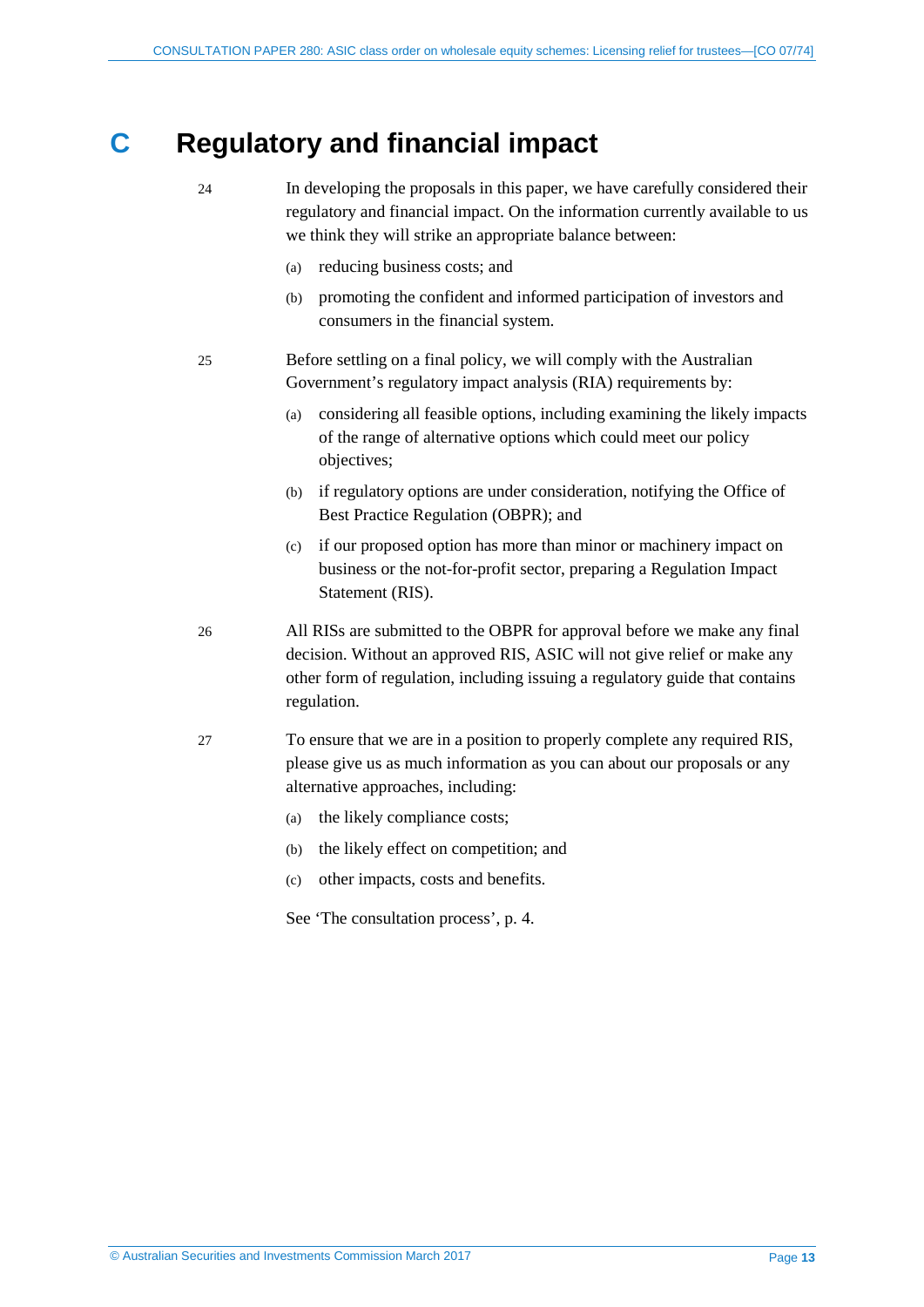# C Regulatory and financial impact

24 In developing the proposals in this paper, we have carefully considered their regulatory and financial impact. On the information currently available to us we think they will strike an appropriate balance between:

(a) reducing business costs; and

(b) promoting the confident and informed participation of investors and consumers in the financial system.

25 Before settling on a final policy, we will comply with the Australian Government's regulatory impact analysis (RIA) requirements by:

(a) considering all feasible options, including examining the likely impacts of the range of alternative options which could meet our policy objectives;

(b) if regulatory options are under consideration, notifying the Office of Best Practice Regulation (OBPR); and

(c) if our proposed option has more than minor or machinery impact on business or the not-for-profit sector, preparing a Regulation Impact Statement (RIS).

26 All RISs are submitted to the OBPR for approval before we make any final decision. Without an approved RIS, ASIC will not give relief or make any other form of regulation, including issuing a regulatory guide that contains regulation.

27 To ensure that we are in a position to properly complete any required RIS, please give us as much information as you can about our proposals or any alternative approaches, including:

(a) the likely compliance costs;

(b) the likely effect on competition; and

(c) other impacts, costs and benefits.

See 'The consultation process', p. 4.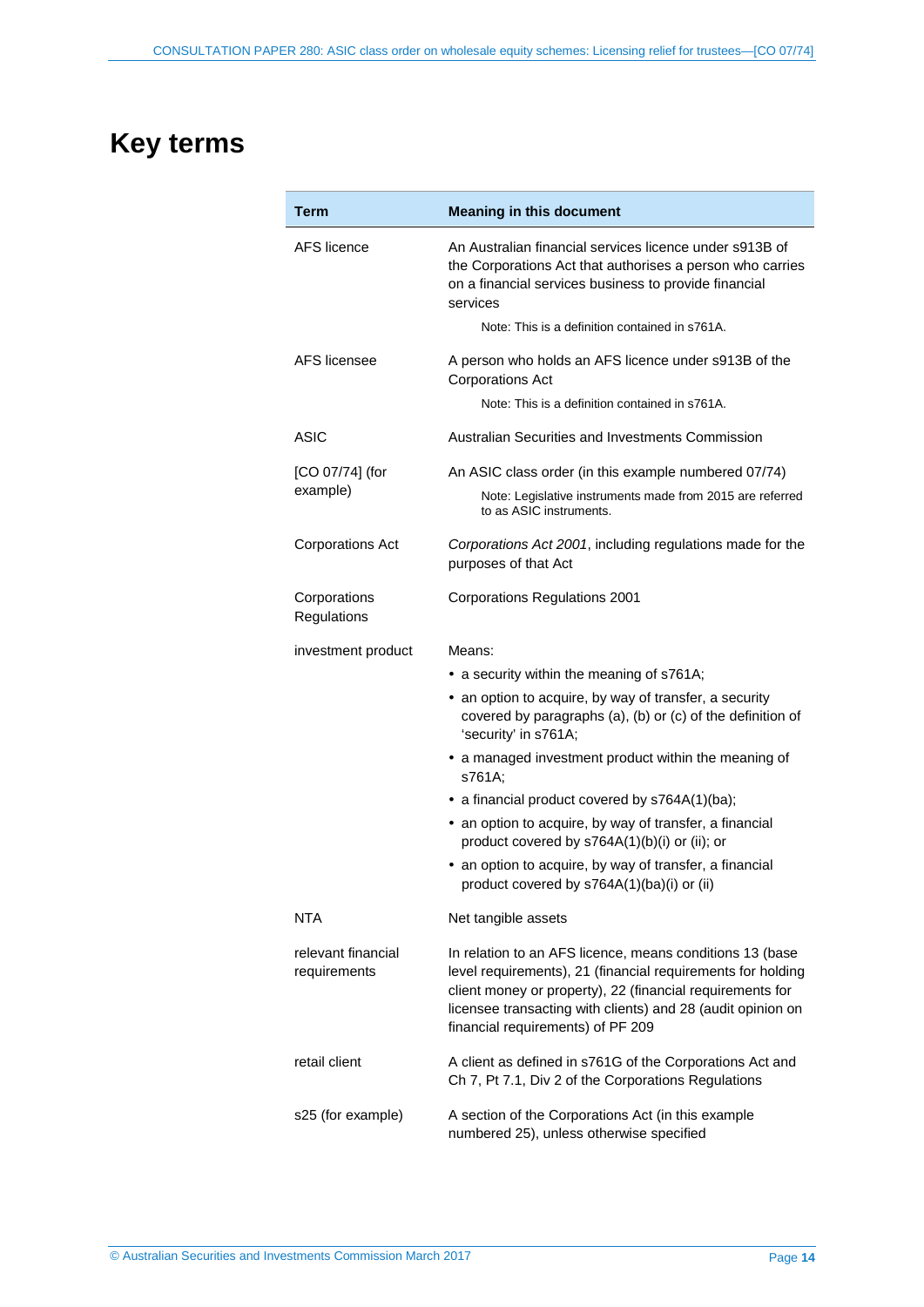# Key terms

| Term | Meaning in this document |
|---|---|
| AFS licence | An Australian financial services licence under s913B of the Corporations Act that authorises a person who carries on a financial services business to provide financial services<br><br>Note: This is a definition contained in s761A. |
| AFS licensee | A person who holds an AFS licence under s913B of the Corporations Act<br><br>Note: This is a definition contained in s761A. |
| ASIC | Australian Securities and Investments Commission |
| [CO 07/74] (for example) | An ASIC class order (in this example numbered 07/74)<br><br>Note: Legislative instruments made from 2015 are referred to as ASIC instruments. |
| Corporations Act | *Corporations Act 2001*, including regulations made for the purposes of that Act |
| Corporations Regulations | Corporations Regulations 2001 |
| investment product | Means:<br>• a security within the meaning of s761A;<br>• an option to acquire, by way of transfer, a security covered by paragraphs (a), (b) or (c) of the definition of 'security' in s761A;<br>• a managed investment product within the meaning of s761A;<br>• a financial product covered by s764A(1)(ba);<br>• an option to acquire, by way of transfer, a financial product covered by s764A(1)(b)(i) or (ii); or<br>• an option to acquire, by way of transfer, a financial product covered by s764A(1)(ba)(i) or (ii) |
| NTA | Net tangible assets |
| relevant financial requirements | In relation to an AFS licence, means conditions 13 (base level requirements), 21 (financial requirements for holding client money or property), 22 (financial requirements for licensee transacting with clients) and 28 (audit opinion on financial requirements) of PF 209 |
| retail client | A client as defined in s761G of the Corporations Act and Ch 7, Pt 7.1, Div 2 of the Corporations Regulations |
| s25 (for example) | A section of the Corporations Act (in this example numbered 25), unless otherwise specified |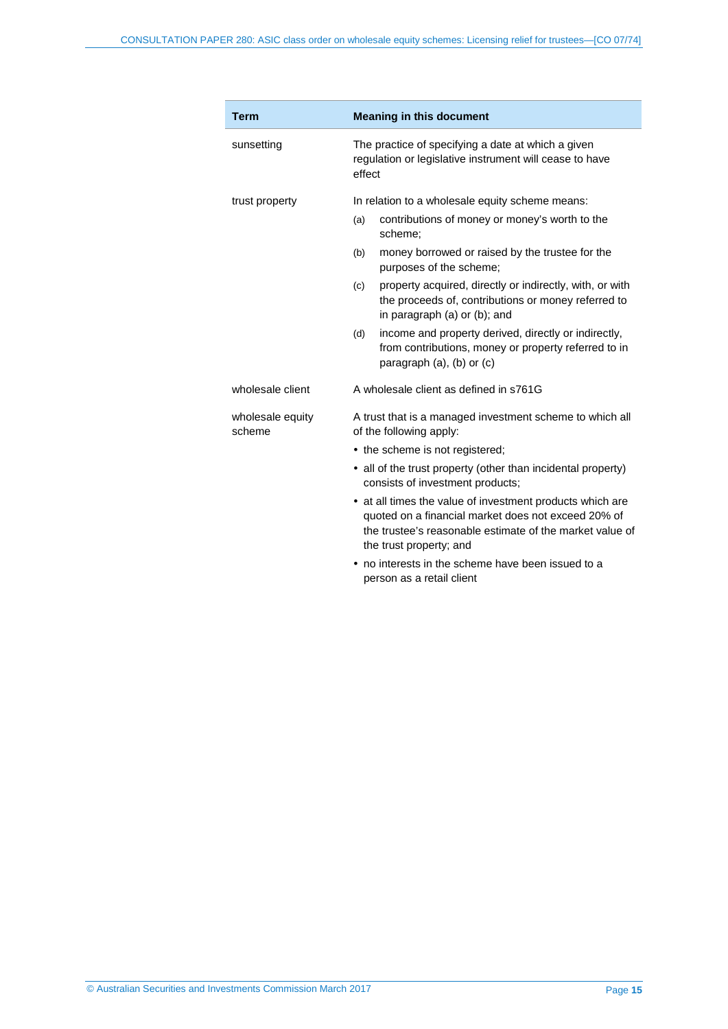| Term | Meaning in this document |
|---|---|
| sunsetting | The practice of specifying a date at which a given regulation or legislative instrument will cease to have effect |
| trust property | In relation to a wholesale equity scheme means:<br>(a) contributions of money or money's worth to the scheme;<br>(b) money borrowed or raised by the trustee for the purposes of the scheme;<br>(c) property acquired, directly or indirectly, with, or with the proceeds of, contributions or money referred to in paragraph (a) or (b); and<br>(d) income and property derived, directly or indirectly, from contributions, money or property referred to in paragraph (a), (b) or (c) |
| wholesale client | A wholesale client as defined in s761G |
| wholesale equity scheme | A trust that is a managed investment scheme to which all of the following apply:<br>• the scheme is not registered;<br>• all of the trust property (other than incidental property) consists of investment products;<br>• at all times the value of investment products which are quoted on a financial market does not exceed 20% of the trustee's reasonable estimate of the market value of the trust property; and<br>• no interests in the scheme have been issued to a person as a retail client |